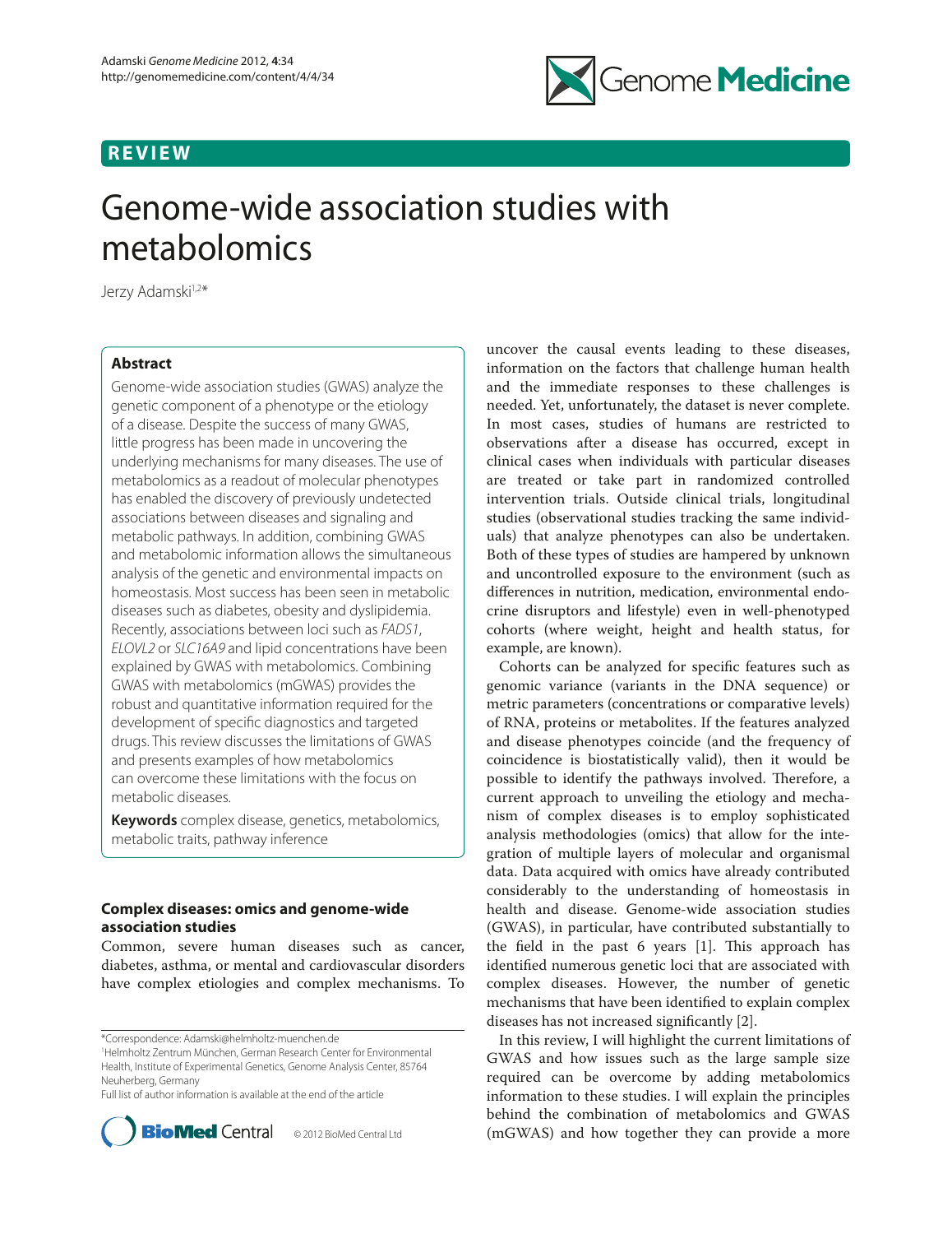REVIEW

# Genome-wide association studies with metabolomics

Jerzy Adamski[1,2*]

## Abstract

Genome-wide association studies (GWAS) analyze the genetic component of a phenotype or the etiology of a disease. Despite the success of many GWAS, little progress has been made in uncovering the underlying mechanisms for many diseases. The use of metabolomics as a readout of molecular phenotypes has enabled the discovery of previously undetected associations between diseases and signaling and metabolic pathways. In addition, combining GWAS and metabolomic information allows the simultaneous analysis of the genetic and environmental impacts on homeostasis. Most success has been seen in metabolic diseases such as diabetes, obesity and dyslipidemia. Recently, associations between loci such as *FADS1*, *ELOVL2* or *SLC16A9* and lipid concentrations have been explained by GWAS with metabolomics. Combining GWAS with metabolomics (mGWAS) provides the robust and quantitative information required for the development of specific diagnostics and targeted drugs. This review discusses the limitations of GWAS and presents examples of how metabolomics can overcome these limitations with the focus on metabolic diseases.

**Keywords** complex disease, genetics, metabolomics, metabolic traits, pathway inference

## Complex diseases: omics and genome-wide association studies

Common, severe human diseases such as cancer, diabetes, asthma, or mental and cardiovascular disorders have complex etiologies and complex mechanisms. To uncover the causal events leading to these diseases, information on the factors that challenge human health and the immediate responses to these challenges is needed. Yet, unfortunately, the dataset is never complete. In most cases, studies of humans are restricted to observations after a disease has occurred, except in clinical cases when individuals with particular diseases are treated or take part in randomized controlled intervention trials. Outside clinical trials, longitudinal studies (observational studies tracking the same individuals) that analyze phenotypes can also be undertaken. Both of these types of studies are hampered by unknown and uncontrolled exposure to the environment (such as differences in nutrition, medication, environmental endocrine disruptors and lifestyle) even in well-phenotyped cohorts (where weight, height and health status, for example, are known).

Cohorts can be analyzed for specific features such as genomic variance (variants in the DNA sequence) or metric parameters (concentrations or comparative levels) of RNA, proteins or metabolites. If the features analyzed and disease phenotypes coincide (and the frequency of coincidence is biostatistically valid), then it would be possible to identify the pathways involved. Therefore, a current approach to unveiling the etiology and mechanism of complex diseases is to employ sophisticated analysis methodologies (omics) that allow for the integration of multiple layers of molecular and organismal data. Data acquired with omics have already contributed considerably to the understanding of homeostasis in health and disease. Genome-wide association studies (GWAS), in particular, have contributed substantially to the field in the past 6 years [1]. This approach has identified numerous genetic loci that are associated with complex diseases. However, the number of genetic mechanisms that have been identified to explain complex diseases has not increased significantly [2].

In this review, I will highlight the current limitations of GWAS and how issues such as the large sample size required can be overcome by adding metabolomics information to these studies. I will explain the principles behind the combination of metabolomics and GWAS (mGWAS) and how together they can provide a more

*Correspondence: Adamski@helmholtz-muenchen.de
[1]Helmholtz Zentrum München, German Research Center for Environmental Health, Institute of Experimental Genetics, Genome Analysis Center, 85764 Neuherberg, Germany
Full list of author information is available at the end of the article

© 2012 BioMed Central Ltd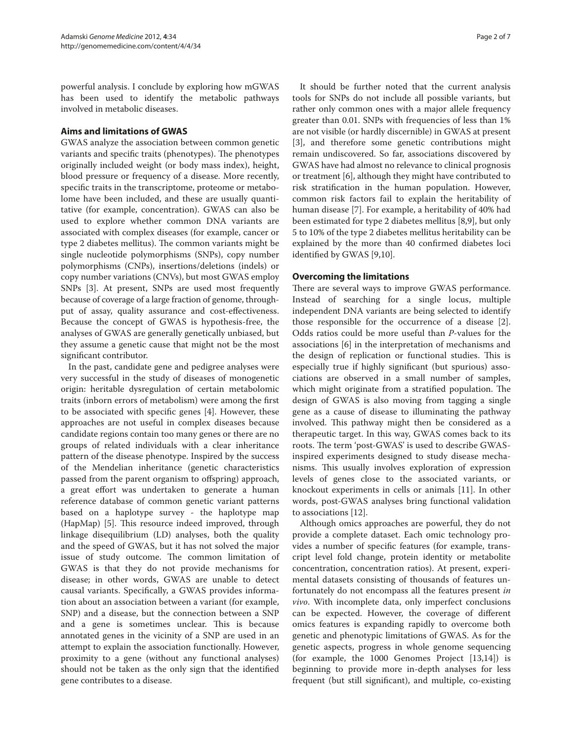powerful analysis. I conclude by exploring how mGWAS has been used to identify the metabolic pathways involved in metabolic diseases.

## Aims and limitations of GWAS

GWAS analyze the association between common genetic variants and specific traits (phenotypes). The phenotypes originally included weight (or body mass index), height, blood pressure or frequency of a disease. More recently, specific traits in the transcriptome, proteome or metabolome have been included, and these are usually quantitative (for example, concentration). GWAS can also be used to explore whether common DNA variants are associated with complex diseases (for example, cancer or type 2 diabetes mellitus). The common variants might be single nucleotide polymorphisms (SNPs), copy number polymorphisms (CNPs), insertions/deletions (indels) or copy number variations (CNVs), but most GWAS employ SNPs [3]. At present, SNPs are used most frequently because of coverage of a large fraction of genome, throughput of assay, quality assurance and cost-effectiveness. Because the concept of GWAS is hypothesis-free, the analyses of GWAS are generally genetically unbiased, but they assume a genetic cause that might not be the most significant contributor.

In the past, candidate gene and pedigree analyses were very successful in the study of diseases of monogenetic origin: heritable dysregulation of certain metabolomic traits (inborn errors of metabolism) were among the first to be associated with specific genes [4]. However, these approaches are not useful in complex diseases because candidate regions contain too many genes or there are no groups of related individuals with a clear inheritance pattern of the disease phenotype. Inspired by the success of the Mendelian inheritance (genetic characteristics passed from the parent organism to offspring) approach, a great effort was undertaken to generate a human reference database of common genetic variant patterns based on a haplotype survey - the haplotype map (HapMap) [5]. This resource indeed improved, through linkage disequilibrium (LD) analyses, both the quality and the speed of GWAS, but it has not solved the major issue of study outcome. The common limitation of GWAS is that they do not provide mechanisms for disease; in other words, GWAS are unable to detect causal variants. Specifically, a GWAS provides information about an association between a variant (for example, SNP) and a disease, but the connection between a SNP and a gene is sometimes unclear. This is because annotated genes in the vicinity of a SNP are used in an attempt to explain the association functionally. However, proximity to a gene (without any functional analyses) should not be taken as the only sign that the identified gene contributes to a disease.

It should be further noted that the current analysis tools for SNPs do not include all possible variants, but rather only common ones with a major allele frequency greater than 0.01. SNPs with frequencies of less than 1% are not visible (or hardly discernible) in GWAS at present [3], and therefore some genetic contributions might remain undiscovered. So far, associations discovered by GWAS have had almost no relevance to clinical prognosis or treatment [6], although they might have contributed to risk stratification in the human population. However, common risk factors fail to explain the heritability of human disease [7]. For example, a heritability of 40% had been estimated for type 2 diabetes mellitus [8,9], but only 5 to 10% of the type 2 diabetes mellitus heritability can be explained by the more than 40 confirmed diabetes loci identified by GWAS [9,10].

## Overcoming the limitations

There are several ways to improve GWAS performance. Instead of searching for a single locus, multiple independent DNA variants are being selected to identify those responsible for the occurrence of a disease [2]. Odds ratios could be more useful than *P*-values for the associations [6] in the interpretation of mechanisms and the design of replication or functional studies. This is especially true if highly significant (but spurious) associations are observed in a small number of samples, which might originate from a stratified population. The design of GWAS is also moving from tagging a single gene as a cause of disease to illuminating the pathway involved. This pathway might then be considered as a therapeutic target. In this way, GWAS comes back to its roots. The term 'post-GWAS' is used to describe GWAS-inspired experiments designed to study disease mechanisms. This usually involves exploration of expression levels of genes close to the associated variants, or knockout experiments in cells or animals [11]. In other words, post-GWAS analyses bring functional validation to associations [12].

Although omics approaches are powerful, they do not provide a complete dataset. Each omic technology provides a number of specific features (for example, transcript level fold change, protein identity or metabolite concentration, concentration ratios). At present, experimental datasets consisting of thousands of features unfortunately do not encompass all the features present *in vivo*. With incomplete data, only imperfect conclusions can be expected. However, the coverage of different omics features is expanding rapidly to overcome both genetic and phenotypic limitations of GWAS. As for the genetic aspects, progress in whole genome sequencing (for example, the 1000 Genomes Project [13,14]) is beginning to provide more in-depth analyses for less frequent (but still significant), and multiple, co-existing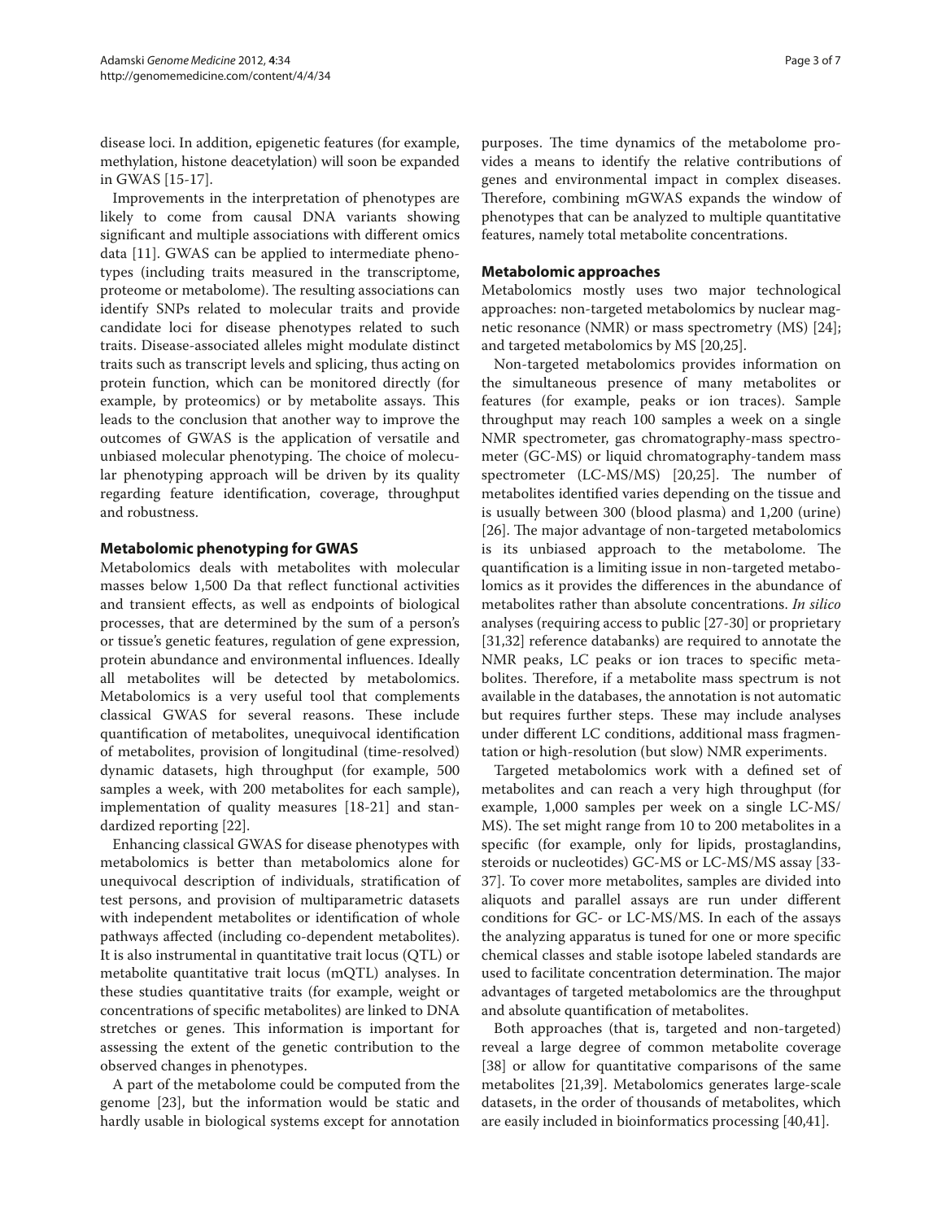disease loci. In addition, epigenetic features (for example, methylation, histone deacetylation) will soon be expanded in GWAS [15-17].

Improvements in the interpretation of phenotypes are likely to come from causal DNA variants showing significant and multiple associations with different omics data [11]. GWAS can be applied to intermediate phenotypes (including traits measured in the transcriptome, proteome or metabolome). The resulting associations can identify SNPs related to molecular traits and provide candidate loci for disease phenotypes related to such traits. Disease-associated alleles might modulate distinct traits such as transcript levels and splicing, thus acting on protein function, which can be monitored directly (for example, by proteomics) or by metabolite assays. This leads to the conclusion that another way to improve the outcomes of GWAS is the application of versatile and unbiased molecular phenotyping. The choice of molecular phenotyping approach will be driven by its quality regarding feature identification, coverage, throughput and robustness.

## Metabolomic phenotyping for GWAS

Metabolomics deals with metabolites with molecular masses below 1,500 Da that reflect functional activities and transient effects, as well as endpoints of biological processes, that are determined by the sum of a person's or tissue's genetic features, regulation of gene expression, protein abundance and environmental influences. Ideally all metabolites will be detected by metabolomics. Metabolomics is a very useful tool that complements classical GWAS for several reasons. These include quantification of metabolites, unequivocal identification of metabolites, provision of longitudinal (time-resolved) dynamic datasets, high throughput (for example, 500 samples a week, with 200 metabolites for each sample), implementation of quality measures [18-21] and standardized reporting [22].

Enhancing classical GWAS for disease phenotypes with metabolomics is better than metabolomics alone for unequivocal description of individuals, stratification of test persons, and provision of multiparametric datasets with independent metabolites or identification of whole pathways affected (including co-dependent metabolites). It is also instrumental in quantitative trait locus (QTL) or metabolite quantitative trait locus (mQTL) analyses. In these studies quantitative traits (for example, weight or concentrations of specific metabolites) are linked to DNA stretches or genes. This information is important for assessing the extent of the genetic contribution to the observed changes in phenotypes.

A part of the metabolome could be computed from the genome [23], but the information would be static and hardly usable in biological systems except for annotation purposes. The time dynamics of the metabolome provides a means to identify the relative contributions of genes and environmental impact in complex diseases. Therefore, combining mGWAS expands the window of phenotypes that can be analyzed to multiple quantitative features, namely total metabolite concentrations.

## Metabolomic approaches

Metabolomics mostly uses two major technological approaches: non-targeted metabolomics by nuclear magnetic resonance (NMR) or mass spectrometry (MS) [24]; and targeted metabolomics by MS [20,25].

Non-targeted metabolomics provides information on the simultaneous presence of many metabolites or features (for example, peaks or ion traces). Sample throughput may reach 100 samples a week on a single NMR spectrometer, gas chromatography-mass spectrometer (GC-MS) or liquid chromatography-tandem mass spectrometer (LC-MS/MS) [20,25]. The number of metabolites identified varies depending on the tissue and is usually between 300 (blood plasma) and 1,200 (urine) [26]. The major advantage of non-targeted metabolomics is its unbiased approach to the metabolome. The quantification is a limiting issue in non-targeted metabolomics as it provides the differences in the abundance of metabolites rather than absolute concentrations. *In silico* analyses (requiring access to public [27-30] or proprietary [31,32] reference databanks) are required to annotate the NMR peaks, LC peaks or ion traces to specific metabolites. Therefore, if a metabolite mass spectrum is not available in the databases, the annotation is not automatic but requires further steps. These may include analyses under different LC conditions, additional mass fragmentation or high-resolution (but slow) NMR experiments.

Targeted metabolomics work with a defined set of metabolites and can reach a very high throughput (for example, 1,000 samples per week on a single LC-MS/MS). The set might range from 10 to 200 metabolites in a specific (for example, only for lipids, prostaglandins, steroids or nucleotides) GC-MS or LC-MS/MS assay [33-37]. To cover more metabolites, samples are divided into aliquots and parallel assays are run under different conditions for GC- or LC-MS/MS. In each of the assays the analyzing apparatus is tuned for one or more specific chemical classes and stable isotope labeled standards are used to facilitate concentration determination. The major advantages of targeted metabolomics are the throughput and absolute quantification of metabolites.

Both approaches (that is, targeted and non-targeted) reveal a large degree of common metabolite coverage [38] or allow for quantitative comparisons of the same metabolites [21,39]. Metabolomics generates large-scale datasets, in the order of thousands of metabolites, which are easily included in bioinformatics processing [40,41].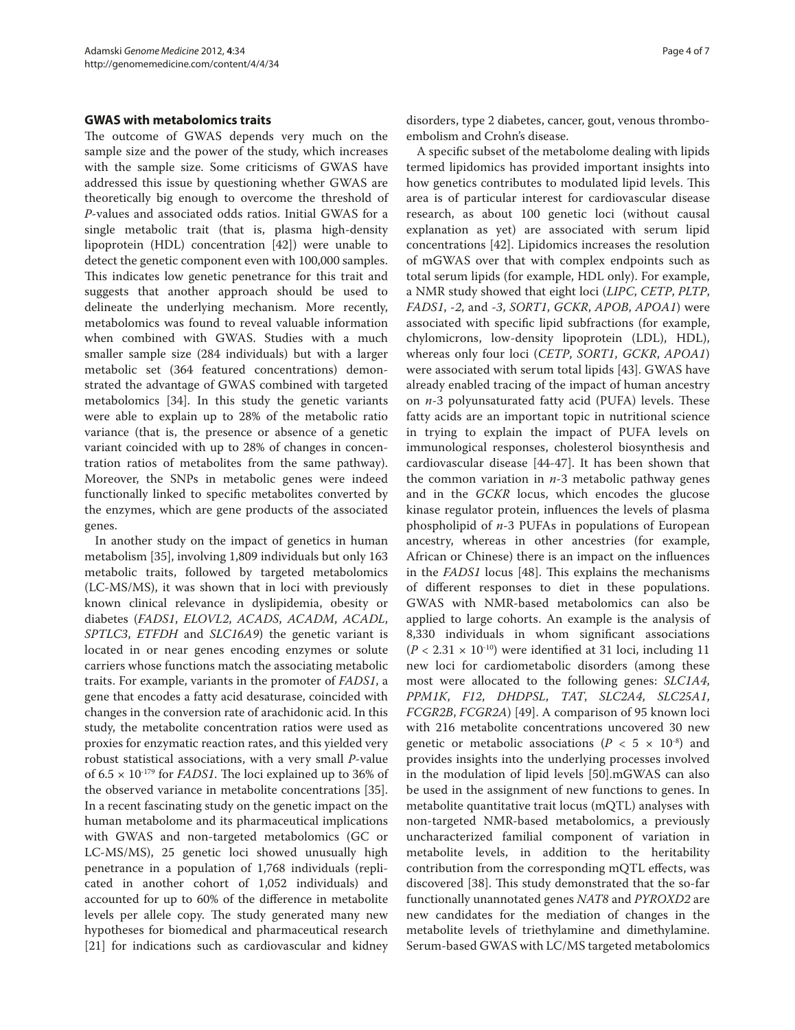## GWAS with metabolomics traits

The outcome of GWAS depends very much on the sample size and the power of the study, which increases with the sample size. Some criticisms of GWAS have addressed this issue by questioning whether GWAS are theoretically big enough to overcome the threshold of *P*-values and associated odds ratios. Initial GWAS for a single metabolic trait (that is, plasma high-density lipoprotein (HDL) concentration [42]) were unable to detect the genetic component even with 100,000 samples. This indicates low genetic penetrance for this trait and suggests that another approach should be used to delineate the underlying mechanism. More recently, metabolomics was found to reveal valuable information when combined with GWAS. Studies with a much smaller sample size (284 individuals) but with a larger metabolic set (364 featured concentrations) demonstrated the advantage of GWAS combined with targeted metabolomics [34]. In this study the genetic variants were able to explain up to 28% of the metabolic ratio variance (that is, the presence or absence of a genetic variant coincided with up to 28% of changes in concentration ratios of metabolites from the same pathway). Moreover, the SNPs in metabolic genes were indeed functionally linked to specific metabolites converted by the enzymes, which are gene products of the associated genes.

In another study on the impact of genetics in human metabolism [35], involving 1,809 individuals but only 163 metabolic traits, followed by targeted metabolomics (LC-MS/MS), it was shown that in loci with previously known clinical relevance in dyslipidemia, obesity or diabetes (*FADS1*, *ELOVL2*, *ACADS*, *ACADM*, *ACADL*, *SPTLC3*, *ETFDH* and *SLC16A9*) the genetic variant is located in or near genes encoding enzymes or solute carriers whose functions match the associating metabolic traits. For example, variants in the promoter of *FADS1*, a gene that encodes a fatty acid desaturase, coincided with changes in the conversion rate of arachidonic acid. In this study, the metabolite concentration ratios were used as proxies for enzymatic reaction rates, and this yielded very robust statistical associations, with a very small *P*-value of $6.5 \times 10^{-179}$ for *FADS1*. The loci explained up to 36% of the observed variance in metabolite concentrations [35]. In a recent fascinating study on the genetic impact on the human metabolome and its pharmaceutical implications with GWAS and non-targeted metabolomics (GC or LC-MS/MS), 25 genetic loci showed unusually high penetrance in a population of 1,768 individuals (replicated in another cohort of 1,052 individuals) and accounted for up to 60% of the difference in metabolite levels per allele copy. The study generated many new hypotheses for biomedical and pharmaceutical research [21] for indications such as cardiovascular and kidney disorders, type 2 diabetes, cancer, gout, venous thromboembolism and Crohn's disease.

A specific subset of the metabolome dealing with lipids termed lipidomics has provided important insights into how genetics contributes to modulated lipid levels. This area is of particular interest for cardiovascular disease research, as about 100 genetic loci (without causal explanation as yet) are associated with serum lipid concentrations [42]. Lipidomics increases the resolution of mGWAS over that with complex endpoints such as total serum lipids (for example, HDL only). For example, a NMR study showed that eight loci (*LIPC*, *CETP*, *PLTP*, *FADS1*, *-2*, and *-3*, *SORT1*, *GCKR*, *APOB*, *APOA1*) were associated with specific lipid subfractions (for example, chylomicrons, low-density lipoprotein (LDL), HDL), whereas only four loci (*CETP*, *SORT1*, *GCKR*, *APOA1*) were associated with serum total lipids [43]. GWAS have already enabled tracing of the impact of human ancestry on *n*-3 polyunsaturated fatty acid (PUFA) levels. These fatty acids are an important topic in nutritional science in trying to explain the impact of PUFA levels on immunological responses, cholesterol biosynthesis and cardiovascular disease [44-47]. It has been shown that the common variation in *n*-3 metabolic pathway genes and in the *GCKR* locus, which encodes the glucose kinase regulator protein, influences the levels of plasma phospholipid of *n*-3 PUFAs in populations of European ancestry, whereas in other ancestries (for example, African or Chinese) there is an impact on the influences in the *FADS1* locus [48]. This explains the mechanisms of different responses to diet in these populations. GWAS with NMR-based metabolomics can also be applied to large cohorts. An example is the analysis of 8,330 individuals in whom significant associations ($P < 2.31 \times 10^{-10}$) were identified at 31 loci, including 11 new loci for cardiometabolic disorders (among these most were allocated to the following genes: *SLC1A4*, *PPM1K*, *F12*, *DHDPSL*, *TAT*, *SLC2A4*, *SLC25A1*, *FCGR2B*, *FCGR2A*) [49]. A comparison of 95 known loci with 216 metabolite concentrations uncovered 30 new genetic or metabolic associations ($P < 5 \times 10^{-8}$) and provides insights into the underlying processes involved in the modulation of lipid levels [50].mGWAS can also be used in the assignment of new functions to genes. In metabolite quantitative trait locus (mQTL) analyses with non-targeted NMR-based metabolomics, a previously uncharacterized familial component of variation in metabolite levels, in addition to the heritability contribution from the corresponding mQTL effects, was discovered [38]. This study demonstrated that the so-far functionally unannotated genes *NAT8* and *PYROXD2* are new candidates for the mediation of changes in the metabolite levels of triethylamine and dimethylamine. Serum-based GWAS with LC/MS targeted metabolomics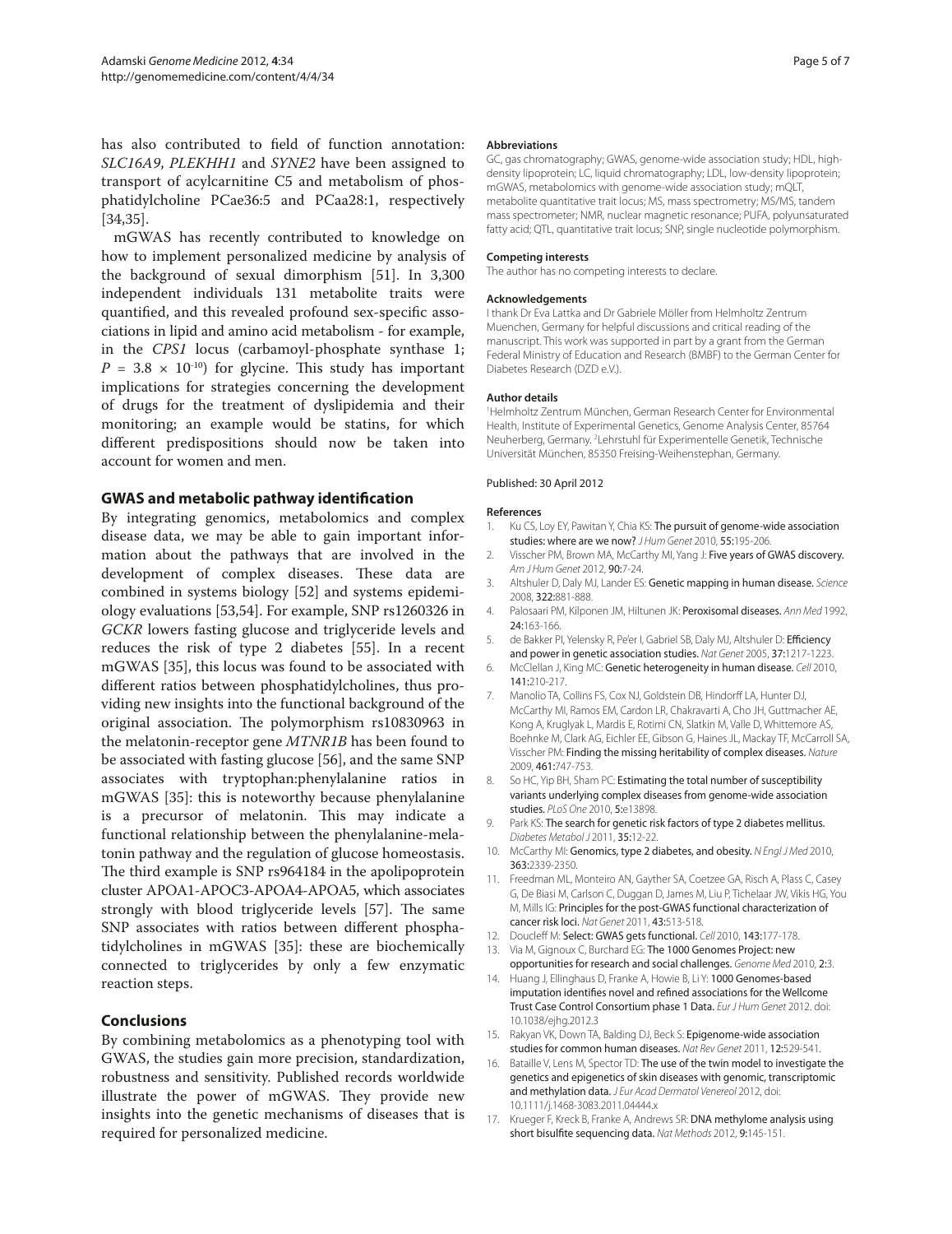has also contributed to field of function annotation: *SLC16A9*, *PLEKHH1* and *SYNE2* have been assigned to transport of acylcarnitine C5 and metabolism of phosphatidylcholine PCae36:5 and PCaa28:1, respectively [34,35].

mGWAS has recently contributed to knowledge on how to implement personalized medicine by analysis of the background of sexual dimorphism [51]. In 3,300 independent individuals 131 metabolite traits were quantified, and this revealed profound sex-specific associations in lipid and amino acid metabolism - for example, in the *CPS1* locus (carbamoyl-phosphate synthase 1; $P = 3.8 \times 10^{-10}$) for glycine. This study has important implications for strategies concerning the development of drugs for the treatment of dyslipidemia and their monitoring; an example would be statins, for which different predispositions should now be taken into account for women and men.

## GWAS and metabolic pathway identification

By integrating genomics, metabolomics and complex disease data, we may be able to gain important information about the pathways that are involved in the development of complex diseases. These data are combined in systems biology [52] and systems epidemiology evaluations [53,54]. For example, SNP rs1260326 in *GCKR* lowers fasting glucose and triglyceride levels and reduces the risk of type 2 diabetes [55]. In a recent mGWAS [35], this locus was found to be associated with different ratios between phosphatidylcholines, thus providing new insights into the functional background of the original association. The polymorphism rs10830963 in the melatonin-receptor gene *MTNR1B* has been found to be associated with fasting glucose [56], and the same SNP associates with tryptophan:phenylalanine ratios in mGWAS [35]: this is noteworthy because phenylalanine is a precursor of melatonin. This may indicate a functional relationship between the phenylalanine-melatonin pathway and the regulation of glucose homeostasis. The third example is SNP rs964184 in the apolipoprotein cluster APOA1-APOC3-APOA4-APOA5, which associates strongly with blood triglyceride levels [57]. The same SNP associates with ratios between different phosphatidylcholines in mGWAS [35]: these are biochemically connected to triglycerides by only a few enzymatic reaction steps.

## Conclusions

By combining metabolomics as a phenotyping tool with GWAS, the studies gain more precision, standardization, robustness and sensitivity. Published records worldwide illustrate the power of mGWAS. They provide new insights into the genetic mechanisms of diseases that is required for personalized medicine.

#### Abbreviations

GC, gas chromatography; GWAS, genome-wide association study; HDL, high-density lipoprotein; LC, liquid chromatography; LDL, low-density lipoprotein; mGWAS, metabolomics with genome-wide association study; mQLT, metabolite quantitative trait locus; MS, mass spectrometry; MS/MS, tandem mass spectrometer; NMR, nuclear magnetic resonance; PUFA, polyunsaturated fatty acid; QTL, quantitative trait locus; SNP, single nucleotide polymorphism.

#### Competing interests

The author has no competing interests to declare.

#### Acknowledgements

I thank Dr Eva Lattka and Dr Gabriele Möller from Helmholtz Zentrum Muenchen, Germany for helpful discussions and critical reading of the manuscript. This work was supported in part by a grant from the German Federal Ministry of Education and Research (BMBF) to the German Center for Diabetes Research (DZD e.V.).

#### Author details

[1]Helmholtz Zentrum München, German Research Center for Environmental Health, Institute of Experimental Genetics, Genome Analysis Center, 85764 Neuherberg, Germany. [2]Lehrstuhl für Experimentelle Genetik, Technische Universität München, 85350 Freising-Weihenstephan, Germany.

Published: 30 April 2012

#### References

1. Ku CS, Loy EY, Pawitan Y, Chia KS: **The pursuit of genome-wide association studies: where are we now?** *J Hum Genet* 2010, **55:**195-206.
2. Visscher PM, Brown MA, McCarthy MI, Yang J: **Five years of GWAS discovery.** *Am J Hum Genet* 2012, **90:**7-24.
3. Altshuler D, Daly MJ, Lander ES: **Genetic mapping in human disease.** *Science* 2008, **322:**881-888.
4. Palosaari PM, Kilponen JM, Hiltunen JK: **Peroxisomal diseases.** *Ann Med* 1992, **24:**163-166.
5. de Bakker PI, Yelensky R, Pe'er I, Gabriel SB, Daly MJ, Altshuler D: **Efficiency and power in genetic association studies.** *Nat Genet* 2005, **37:**1217-1223.
6. McClellan J, King MC: **Genetic heterogeneity in human disease.** *Cell* 2010, **141:**210-217.
7. Manolio TA, Collins FS, Cox NJ, Goldstein DB, Hindorff LA, Hunter DJ, McCarthy MI, Ramos EM, Cardon LR, Chakravarti A, Cho JH, Guttmacher AE, Kong A, Kruglyak L, Mardis E, Rotimi CN, Slatkin M, Valle D, Whittemore AS, Boehnke M, Clark AG, Eichler EE, Gibson G, Haines JL, Mackay TF, McCarroll SA, Visscher PM: **Finding the missing heritability of complex diseases.** *Nature* 2009, **461:**747-753.
8. So HC, Yip BH, Sham PC: **Estimating the total number of susceptibility variants underlying complex diseases from genome-wide association studies.** *PLoS One* 2010, **5:**e13898.
9. Park KS: **The search for genetic risk factors of type 2 diabetes mellitus.** *Diabetes Metabol J* 2011, **35:**12-22.
10. McCarthy MI: **Genomics, type 2 diabetes, and obesity.** *N Engl J Med* 2010, **363:**2339-2350.
11. Freedman ML, Monteiro AN, Gayther SA, Coetzee GA, Risch A, Plass C, Casey G, De Biasi M, Carlson C, Duggan D, James M, Liu P, Tichelaar JW, Vikis HG, You M, Mills IG: **Principles for the post-GWAS functional characterization of cancer risk loci.** *Nat Genet* 2011, **43:**513-518.
12. Doucleff M: **Select: GWAS gets functional.** *Cell* 2010, **143:**177-178.
13. Via M, Gignoux C, Burchard EG: **The 1000 Genomes Project: new opportunities for research and social challenges.** *Genome Med* 2010, **2:**3.
14. Huang J, Ellinghaus D, Franke A, Howie B, Li Y: **1000 Genomes-based imputation identifies novel and refined associations for the Wellcome Trust Case Control Consortium phase 1 Data.** *Eur J Hum Genet* 2012. doi: 10.1038/ejhg.2012.3
15. Rakyan VK, Down TA, Balding DJ, Beck S: **Epigenome-wide association studies for common human diseases.** *Nat Rev Genet* 2011, **12:**529-541.
16. Bataille V, Lens M, Spector TD: **The use of the twin model to investigate the genetics and epigenetics of skin diseases with genomic, transcriptomic and methylation data.** *J Eur Acad Dermatol Venereol* 2012, doi: 10.1111/j.1468-3083.2011.04444.x
17. Krueger F, Kreck B, Franke A, Andrews SR: **DNA methylome analysis using short bisulfite sequencing data.** *Nat Methods* 2012, **9:**145-151.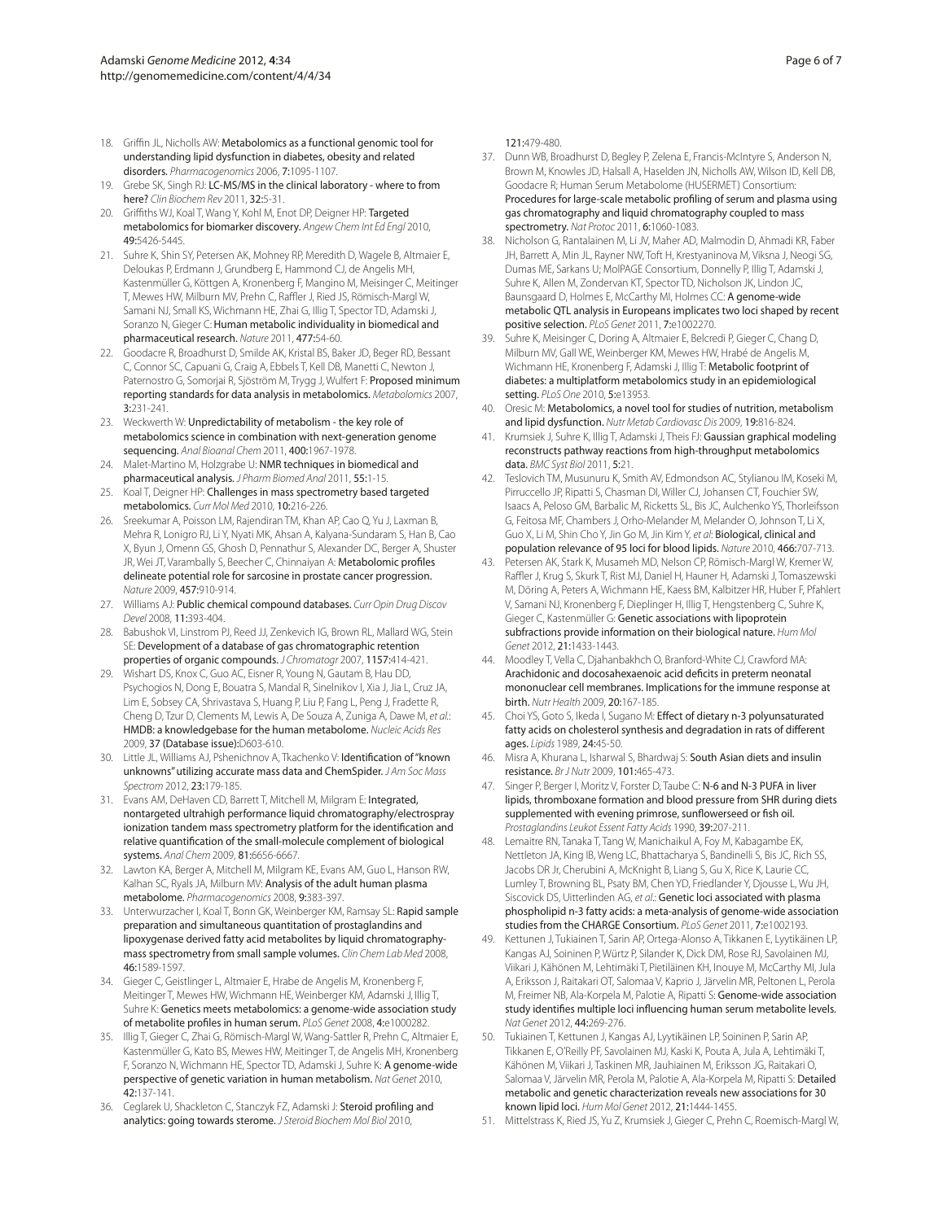18. Griffin JL, Nicholls AW: **Metabolomics as a functional genomic tool for understanding lipid dysfunction in diabetes, obesity and related disorders.** *Pharmacogenomics* 2006, **7:**1095-1107.
19. Grebe SK, Singh RJ: **LC-MS/MS in the clinical laboratory - where to from here?** *Clin Biochem Rev* 2011, **32:**5-31.
20. Griffiths WJ, Koal T, Wang Y, Kohl M, Enot DP, Deigner HP: **Targeted metabolomics for biomarker discovery.** *Angew Chem Int Ed Engl* 2010, **49:**5426-5445.
21. Suhre K, Shin SY, Petersen AK, Mohney RP, Meredith D, Wagele B, Altmaier E, Deloukas P, Erdmann J, Grundberg E, Hammond CJ, de Angelis MH, Kastenmüller G, Köttgen A, Kronenberg F, Mangino M, Meisinger C, Meitinger T, Mewes HW, Milburn MV, Prehn C, Raffler J, Ried JS, Römisch-Margl W, Samani NJ, Small KS, Wichmann HE, Zhai G, Illig T, Spector TD, Adamski J, Soranzo N, Gieger C: **Human metabolic individuality in biomedical and pharmaceutical research.** *Nature* 2011, **477:**54-60.
22. Goodacre R, Broadhurst D, Smilde AK, Kristal BS, Baker JD, Beger RD, Bessant C, Connor SC, Capuani G, Craig A, Ebbels T, Kell DB, Manetti C, Newton J, Paternostro G, Somorjai R, Sjöström M, Trygg J, Wulfert F: **Proposed minimum reporting standards for data analysis in metabolomics.** *Metabolomics* 2007, **3:**231-241.
23. Weckwerth W: **Unpredictability of metabolism - the key role of metabolomics science in combination with next-generation genome sequencing.** *Anal Bioanal Chem* 2011, **400:**1967-1978.
24. Malet-Martino M, Holzgrabe U: **NMR techniques in biomedical and pharmaceutical analysis.** *J Pharm Biomed Anal* 2011, **55:**1-15.
25. Koal T, Deigner HP: **Challenges in mass spectrometry based targeted metabolomics.** *Curr Mol Med* 2010, **10:**216-226.
26. Sreekumar A, Poisson LM, Rajendiran TM, Khan AP, Cao Q, Yu J, Laxman B, Mehra R, Lonigro RJ, Li Y, Nyati MK, Ahsan A, Kalyana-Sundaram S, Han B, Cao X, Byun J, Omenn GS, Ghosh D, Pennathur S, Alexander DC, Berger A, Shuster JR, Wei JT, Varambally S, Beecher C, Chinnaiyan A: **Metabolomic profiles delineate potential role for sarcosine in prostate cancer progression.** *Nature* 2009, **457:**910-914.
27. Williams AJ: **Public chemical compound databases.** *Curr Opin Drug Discov Devel* 2008, **11:**393-404.
28. Babushok VI, Linstrom PJ, Reed JJ, Zenkevich IG, Brown RL, Mallard WG, Stein SE: **Development of a database of gas chromatographic retention properties of organic compounds.** *J Chromatogr* 2007, **1157:**414-421.
29. Wishart DS, Knox C, Guo AC, Eisner R, Young N, Gautam B, Hau DD, Psychogios N, Dong E, Bouatra S, Mandal R, Sinelnikov I, Xia J, Jia L, Cruz JA, Lim E, Sobsey CA, Shrivastava S, Huang P, Liu P, Fang L, Peng J, Fradette R, Cheng D, Tzur D, Clements M, Lewis A, De Souza A, Zuniga A, Dawe M, *et al.*: **HMDB: a knowledgebase for the human metabolome.** *Nucleic Acids Res* 2009, **37 (Database issue):**D603-610.
30. Little JL, Williams AJ, Pshenichnov A, Tkachenko V: **Identification of "known unknowns" utilizing accurate mass data and ChemSpider.** *J Am Soc Mass Spectrom* 2012, **23:**179-185.
31. Evans AM, DeHaven CD, Barrett T, Mitchell M, Milgram E: **Integrated, nontargeted ultrahigh performance liquid chromatography/electrospray ionization tandem mass spectrometry platform for the identification and relative quantification of the small-molecule complement of biological systems.** *Anal Chem* 2009, **81:**6656-6667.
32. Lawton KA, Berger A, Mitchell M, Milgram KE, Evans AM, Guo L, Hanson RW, Kalhan SC, Ryals JA, Milburn MV: **Analysis of the adult human plasma metabolome.** *Pharmacogenomics* 2008, **9:**383-397.
33. Unterwurzacher I, Koal T, Bonn GK, Weinberger KM, Ramsay SL: **Rapid sample preparation and simultaneous quantitation of prostaglandins and lipoxygenase derived fatty acid metabolites by liquid chromatography-mass spectrometry from small sample volumes.** *Clin Chem Lab Med* 2008, **46:**1589-1597.
34. Gieger C, Geistlinger L, Altmaier E, Hrabe de Angelis M, Kronenberg F, Meitinger T, Mewes HW, Wichmann HE, Weinberger KM, Adamski J, Illig T, Suhre K: **Genetics meets metabolomics: a genome-wide association study of metabolite profiles in human serum.** *PLoS Genet* 2008, **4:**e1000282.
35. Illig T, Gieger C, Zhai G, Römisch-Margl W, Wang-Sattler R, Prehn C, Altmaier E, Kastenmüller G, Kato BS, Mewes HW, Meitinger T, de Angelis MH, Kronenberg F, Soranzo N, Wichmann HE, Spector TD, Adamski J, Suhre K: **A genome-wide perspective of genetic variation in human metabolism.** *Nat Genet* 2010, **42:**137-141.
36. Ceglarek U, Shackleton C, Stanczyk FZ, Adamski J: **Steroid profiling and analytics: going towards sterome.** *J Steroid Biochem Mol Biol* 2010, **121:**479-480.
37. Dunn WB, Broadhurst D, Begley P, Zelena E, Francis-McIntyre S, Anderson N, Brown M, Knowles JD, Halsall A, Haselden JN, Nicholls AW, Wilson ID, Kell DB, Goodacre R; Human Serum Metabolome (HUSERMET) Consortium: **Procedures for large-scale metabolic profiling of serum and plasma using gas chromatography and liquid chromatography coupled to mass spectrometry.** *Nat Protoc* 2011, **6:**1060-1083.
38. Nicholson G, Rantalainen M, Li JV, Maher AD, Malmodin D, Ahmadi KR, Faber JH, Barrett A, Min JL, Rayner NW, Toft H, Krestyaninova M, Viksna J, Neogi SG, Dumas ME, Sarkans U; MolPAGE Consortium, Donnelly P, Illig T, Adamski J, Suhre K, Allen M, Zondervan KT, Spector TD, Nicholson JK, Lindon JC, Baunsgaard D, Holmes E, McCarthy MI, Holmes CC: **A genome-wide metabolic QTL analysis in Europeans implicates two loci shaped by recent positive selection.** *PLoS Genet* 2011, **7:**e1002270.
39. Suhre K, Meisinger C, Doring A, Altmaier E, Belcredi P, Gieger C, Chang D, Milburn MV, Gall WE, Weinberger KM, Mewes HW, Hrabé de Angelis M, Wichmann HE, Kronenberg F, Adamski J, Illig T: **Metabolic footprint of diabetes: a multiplatform metabolomics study in an epidemiological setting.** *PLoS One* 2010, **5:**e13953.
40. Oresic M: **Metabolomics, a novel tool for studies of nutrition, metabolism and lipid dysfunction.** *Nutr Metab Cardiovasc Dis* 2009, **19:**816-824.
41. Krumsiek J, Suhre K, Illig T, Adamski J, Theis FJ: **Gaussian graphical modeling reconstructs pathway reactions from high-throughput metabolomics data.** *BMC Syst Biol* 2011, **5:**21.
42. Teslovich TM, Musunuru K, Smith AV, Edmondson AC, Stylianou IM, Koseki M, Pirruccello JP, Ripatti S, Chasman DI, Willer CJ, Johansen CT, Fouchier SW, Isaacs A, Peloso GM, Barbalic M, Ricketts SL, Bis JC, Aulchenko YS, Thorleifsson G, Feitosa MF, Chambers J, Orho-Melander M, Melander O, Johnson T, Li X, Guo X, Li M, Shin Cho Y, Jin Go M, Jin Kim Y, *et al*: **Biological, clinical and population relevance of 95 loci for blood lipids.** *Nature* 2010, **466:**707-713.
43. Petersen AK, Stark K, Musameh MD, Nelson CP, Römisch-Margl W, Kremer W, Raffler J, Krug S, Skurk T, Rist MJ, Daniel H, Hauner H, Adamski J, Tomaszewski M, Döring A, Peters A, Wichmann HE, Kaess BM, Kalbitzer HR, Huber F, Pfahlert V, Samani NJ, Kronenberg F, Dieplinger H, Illig T, Hengstenberg C, Suhre K, Gieger C, Kastenmüller G: **Genetic associations with lipoprotein subfractions provide information on their biological nature.** *Hum Mol Genet* 2012, **21:**1433-1443.
44. Moodley T, Vella C, Djahanbakhch O, Branford-White CJ, Crawford MA: **Arachidonic and docosahexaenoic acid deficits in preterm neonatal mononuclear cell membranes. Implications for the immune response at birth.** *Nutr Health* 2009, **20:**167-185.
45. Choi YS, Goto S, Ikeda I, Sugano M: **Effect of dietary n-3 polyunsaturated fatty acids on cholesterol synthesis and degradation in rats of different ages.** *Lipids* 1989, **24:**45-50.
46. Misra A, Khurana L, Isharwal S, Bhardwaj S: **South Asian diets and insulin resistance.** *Br J Nutr* 2009, **101:**465-473.
47. Singer P, Berger I, Moritz V, Forster D, Taube C: **N-6 and N-3 PUFA in liver lipids, thromboxane formation and blood pressure from SHR during diets supplemented with evening primrose, sunflowerseed or fish oil.** *Prostaglandins Leukot Essent Fatty Acids* 1990, **39:**207-211.
48. Lemaitre RN, Tanaka T, Tang W, Manichaikul A, Foy M, Kabagambe EK, Nettleton JA, King IB, Weng LC, Bhattacharya S, Bandinelli S, Bis JC, Rich SS, Jacobs DR Jr, Cherubini A, McKnight B, Liang S, Gu X, Rice K, Laurie CC, Lumley T, Browning BL, Psaty BM, Chen YD, Friedlander Y, Djousse L, Wu JH, Siscovick DS, Uitterlinden AG, *et al.*: **Genetic loci associated with plasma phospholipid n-3 fatty acids: a meta-analysis of genome-wide association studies from the CHARGE Consortium.** *PLoS Genet* 2011, **7:**e1002193.
49. Kettunen J, Tukiainen T, Sarin AP, Ortega-Alonso A, Tikkanen E, Lyytikäinen LP, Kangas AJ, Soininen P, Würtz P, Silander K, Dick DM, Rose RJ, Savolainen MJ, Viikari J, Kähönen M, Lehtimäki T, Pietiläinen KH, Inouye M, McCarthy MI, Jula A, Eriksson J, Raitakari OT, Salomaa V, Kaprio J, Järvelin MR, Peltonen L, Perola M, Freimer NB, Ala-Korpela M, Palotie A, Ripatti S: **Genome-wide association study identifies multiple loci influencing human serum metabolite levels.** *Nat Genet* 2012, **44:**269-276.
50. Tukiainen T, Kettunen J, Kangas AJ, Lyytikäinen LP, Soininen P, Sarin AP, Tikkanen E, O'Reilly PF, Savolainen MJ, Kaski K, Pouta A, Jula A, Lehtimäki T, Kähönen M, Viikari J, Taskinen MR, Jauhiainen M, Eriksson JG, Raitakari O, Salomaa V, Järvelin MR, Perola M, Palotie A, Ala-Korpela M, Ripatti S: **Detailed metabolic and genetic characterization reveals new associations for 30 known lipid loci.** *Hum Mol Genet* 2012, **21:**1444-1455.
51. Mittelstrass K, Ried JS, Yu Z, Krumsiek J, Gieger C, Prehn C, Roemisch-Margl W,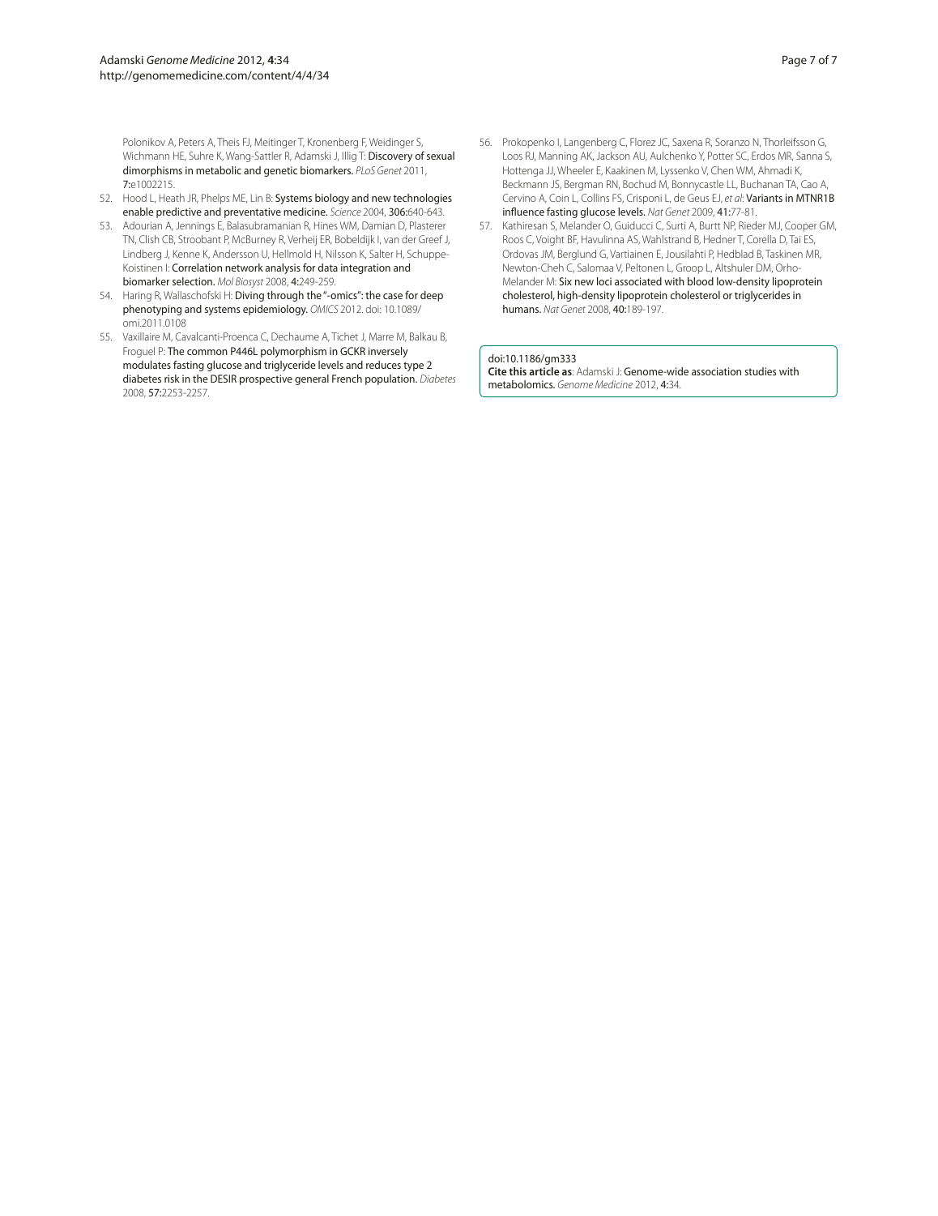Polonikov A, Peters A, Theis FJ, Meitinger T, Kronenberg F, Weidinger S, Wichmann HE, Suhre K, Wang-Sattler R, Adamski J, Illig T: **Discovery of sexual dimorphisms in metabolic and genetic biomarkers.** *PLoS Genet* 2011, **7:**e1002215.

52. Hood L, Heath JR, Phelps ME, Lin B: **Systems biology and new technologies enable predictive and preventative medicine.** *Science* 2004, **306:**640-643.
53. Adourian A, Jennings E, Balasubramanian R, Hines WM, Damian D, Plasterer TN, Clish CB, Stroobant P, McBurney R, Verheij ER, Bobeldijk I, van der Greef J, Lindberg J, Kenne K, Andersson U, Hellmold H, Nilsson K, Salter H, Schuppe-Koistinen I: **Correlation network analysis for data integration and biomarker selection.** *Mol Biosyst* 2008, **4:**249-259.
54. Haring R, Wallaschofski H: **Diving through the "-omics": the case for deep phenotyping and systems epidemiology.** *OMICS* 2012. doi: 10.1089/omi.2011.0108
55. Vaxillaire M, Cavalcanti-Proenca C, Dechaume A, Tichet J, Marre M, Balkau B, Froguel P: **The common P446L polymorphism in GCKR inversely modulates fasting glucose and triglyceride levels and reduces type 2 diabetes risk in the DESIR prospective general French population.** *Diabetes* 2008, **57:**2253-2257.
56. Prokopenko I, Langenberg C, Florez JC, Saxena R, Soranzo N, Thorleifsson G, Loos RJ, Manning AK, Jackson AU, Aulchenko Y, Potter SC, Erdos MR, Sanna S, Hottenga JJ, Wheeler E, Kaakinen M, Lyssenko V, Chen WM, Ahmadi K, Beckmann JS, Bergman RN, Bochud M, Bonnycastle LL, Buchanan TA, Cao A, Cervino A, Coin L, Collins FS, Crisponi L, de Geus EJ, *et al*: **Variants in MTNR1B influence fasting glucose levels.** *Nat Genet* 2009, **41:**77-81.
57. Kathiresan S, Melander O, Guiducci C, Surti A, Burtt NP, Rieder MJ, Cooper GM, Roos C, Voight BF, Havulinna AS, Wahlstrand B, Hedner T, Corella D, Tai ES, Ordovas JM, Berglund G, Vartiainen E, Jousilahti P, Hedblad B, Taskinen MR, Newton-Cheh C, Salomaa V, Peltonen L, Groop L, Altshuler DM, Orho-Melander M: **Six new loci associated with blood low-density lipoprotein cholesterol, high-density lipoprotein cholesterol or triglycerides in humans.** *Nat Genet* 2008, **40:**189-197.

doi:10.1186/gm333
**Cite this article as**: Adamski J: Genome-wide association studies with metabolomics. *Genome Medicine* 2012, **4:**34.